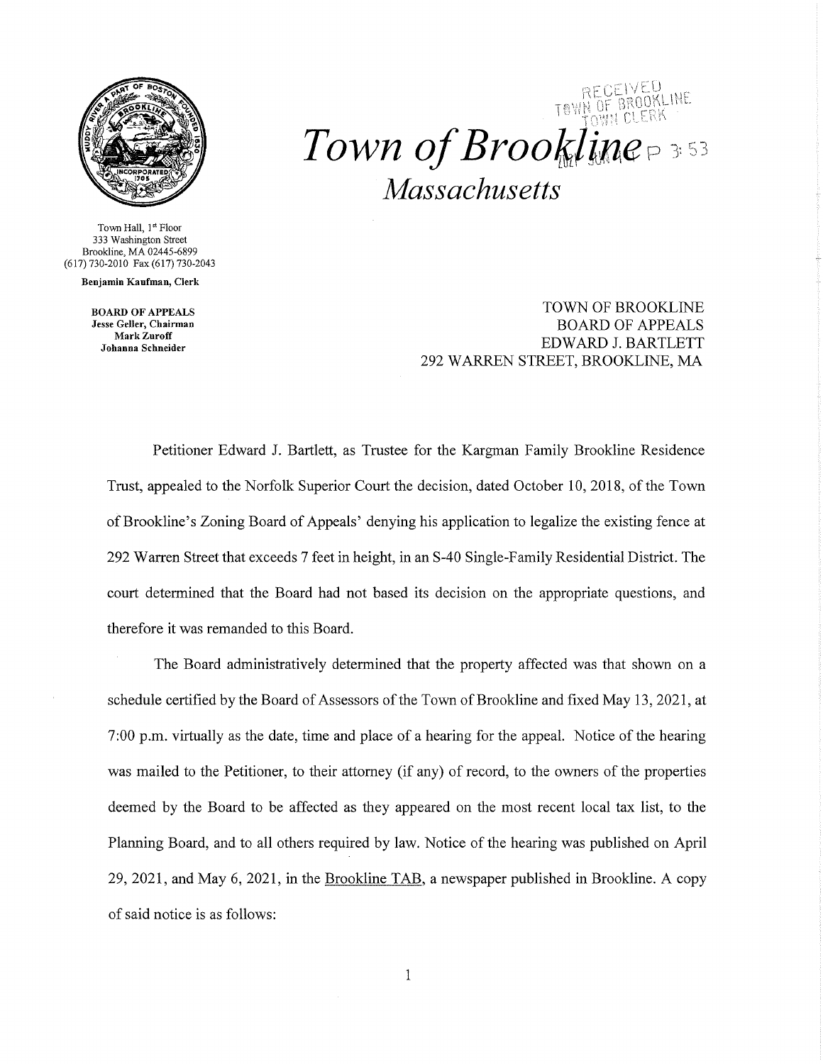# *Town of Brookline*
## *Massachusetts*

RECEIVED
TOWN OF BROOKLINE
TOWN CLERK
2021 JUN 14 P 3:53

Town Hall, 1st Floor
333 Washington Street
Brookline, MA 02445-6899
(617) 730-2010 Fax (617) 730-2043

**Benjamin Kaufman, Clerk**

**BOARD OF APPEALS**
**Jesse Geller, Chairman**
**Mark Zuroff**
**Johanna Schneider**

TOWN OF BROOKLINE
BOARD OF APPEALS
EDWARD J. BARTLETT
292 WARREN STREET, BROOKLINE, MA

Petitioner Edward J. Bartlett, as Trustee for the Kargman Family Brookline Residence Trust, appealed to the Norfolk Superior Court the decision, dated October 10, 2018, of the Town of Brookline's Zoning Board of Appeals' denying his application to legalize the existing fence at 292 Warren Street that exceeds 7 feet in height, in an S-40 Single-Family Residential District. The court determined that the Board had not based its decision on the appropriate questions, and therefore it was remanded to this Board.

The Board administratively determined that the property affected was that shown on a schedule certified by the Board of Assessors of the Town of Brookline and fixed May 13, 2021, at 7:00 p.m. virtually as the date, time and place of a hearing for the appeal. Notice of the hearing was mailed to the Petitioner, to their attorney (if any) of record, to the owners of the properties deemed by the Board to be affected as they appeared on the most recent local tax list, to the Planning Board, and to all others required by law. Notice of the hearing was published on April 29, 2021, and May 6, 2021, in the <u>Brookline TAB</u>, a newspaper published in Brookline. A copy of said notice is as follows: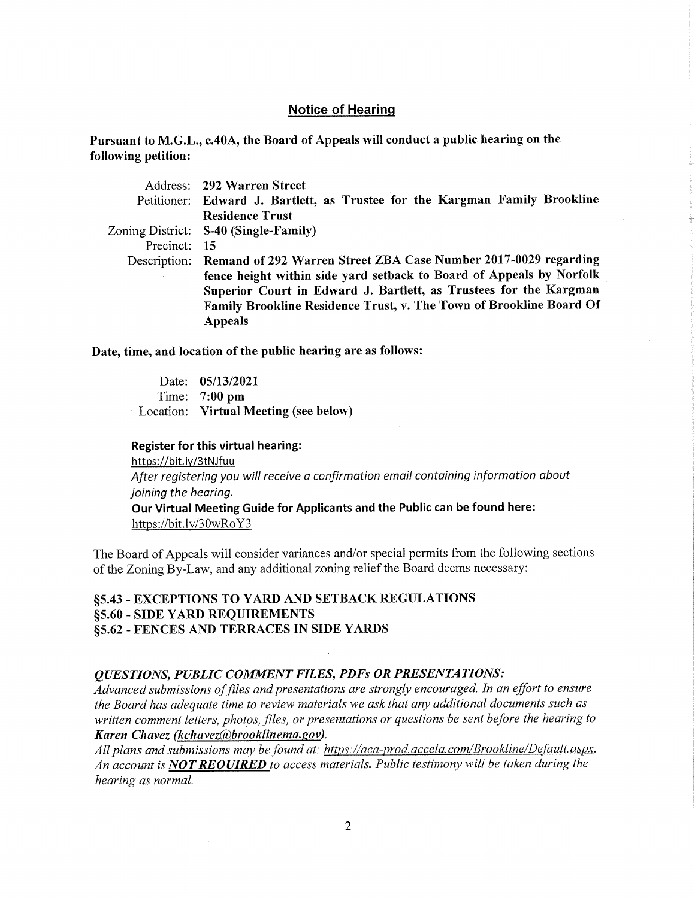## Notice of Hearing

**Pursuant to M.G.L., c.40A, the Board of Appeals will conduct a public hearing on the following petition:**

| | |
|---|---|
| Address: | **292 Warren Street** |
| Petitioner: | **Edward J. Bartlett, as Trustee for the Kargman Family Brookline Residence Trust** |
| Zoning District: | **S-40 (Single-Family)** |
| Precinct: | **15** |
| Description: | **Remand of 292 Warren Street ZBA Case Number 2017-0029 regarding fence height within side yard setback to Board of Appeals by Norfolk Superior Court in Edward J. Bartlett, as Trustees for the Kargman Family Brookline Residence Trust, v. The Town of Brookline Board Of Appeals** |

**Date, time, and location of the public hearing are as follows:**

| | |
|---|---|
| Date: | **05/13/2021** |
| Time: | **7:00 pm** |
| Location: | **Virtual Meeting (see below)** |

**Register for this virtual hearing:**
https://bit.ly/3tNJfuu
*After registering you will receive a confirmation email containing information about joining the hearing.*
**Our Virtual Meeting Guide for Applicants and the Public can be found here:**
https://bit.ly/30wRoY3

The Board of Appeals will consider variances and/or special permits from the following sections of the Zoning By-Law, and any additional zoning relief the Board deems necessary:

**§5.43 - EXCEPTIONS TO YARD AND SETBACK REGULATIONS**
**§5.60 - SIDE YARD REQUIREMENTS**
**§5.62 - FENCES AND TERRACES IN SIDE YARDS**

***QUESTIONS, PUBLIC COMMENT FILES, PDFs OR PRESENTATIONS:***
*Advanced submissions of files and presentations are strongly encouraged. In an effort to ensure the Board has adequate time to review materials we ask that any additional documents such as written comment letters, photos, files, or presentations or questions be sent before the hearing to* ***Karen Chavez (kchavez@brooklinema.gov)****.*
*All plans and submissions may be found at: https://aca-prod.accela.com/Brookline/Default.aspx. An account is* ***NOT REQUIRED*** *to access materials. Public testimony will be taken during the hearing as normal.*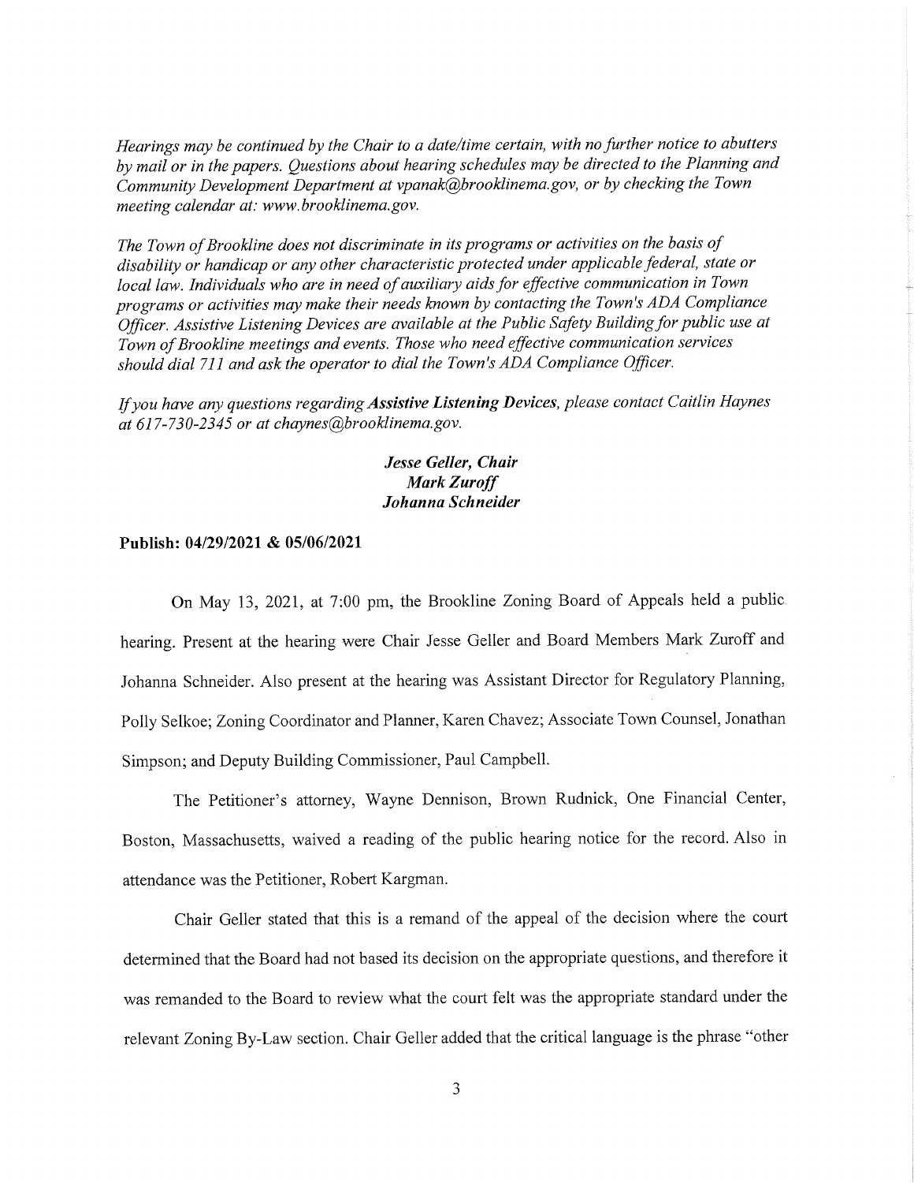*Hearings may be continued by the Chair to a date/time certain, with no further notice to abutters by mail or in the papers. Questions about hearing schedules may be directed to the Planning and Community Development Department at vpanak@brooklinema.gov, or by checking the Town meeting calendar at: www.brooklinema.gov.*

*The Town of Brookline does not discriminate in its programs or activities on the basis of disability or handicap or any other characteristic protected under applicable federal, state or local law. Individuals who are in need of auxiliary aids for effective communication in Town programs or activities may make their needs known by contacting the Town's ADA Compliance Officer. Assistive Listening Devices are available at the Public Safety Building for public use at Town of Brookline meetings and events. Those who need effective communication services should dial 711 and ask the operator to dial the Town's ADA Compliance Officer.*

*If you have any questions regarding* ***Assistive Listening Devices****, please contact Caitlin Haynes at 617-730-2345 or at chaynes@brooklinema.gov.*

***Jesse Geller, Chair***
***Mark Zuroff***
***Johanna Schneider***

**Publish: 04/29/2021 & 05/06/2021**

On May 13, 2021, at 7:00 pm, the Brookline Zoning Board of Appeals held a public hearing. Present at the hearing were Chair Jesse Geller and Board Members Mark Zuroff and Johanna Schneider. Also present at the hearing was Assistant Director for Regulatory Planning, Polly Selkoe; Zoning Coordinator and Planner, Karen Chavez; Associate Town Counsel, Jonathan Simpson; and Deputy Building Commissioner, Paul Campbell.

The Petitioner's attorney, Wayne Dennison, Brown Rudnick, One Financial Center, Boston, Massachusetts, waived a reading of the public hearing notice for the record. Also in attendance was the Petitioner, Robert Kargman.

Chair Geller stated that this is a remand of the appeal of the decision where the court determined that the Board had not based its decision on the appropriate questions, and therefore it was remanded to the Board to review what the court felt was the appropriate standard under the relevant Zoning By-Law section. Chair Geller added that the critical language is the phrase "other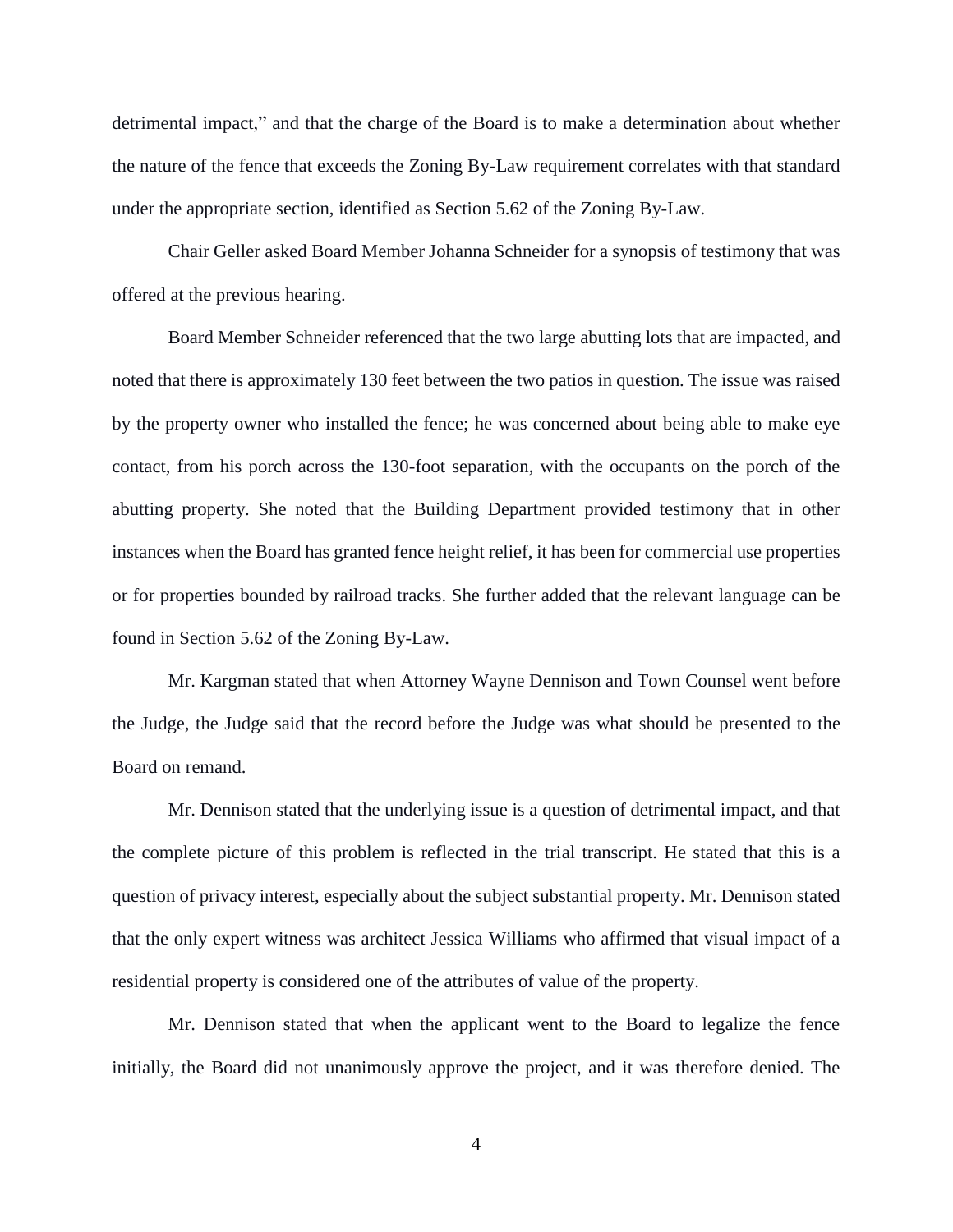detrimental impact," and that the charge of the Board is to make a determination about whether the nature of the fence that exceeds the Zoning By-Law requirement correlates with that standard under the appropriate section, identified as Section 5.62 of the Zoning By-Law.

Chair Geller asked Board Member Johanna Schneider for a synopsis of testimony that was offered at the previous hearing.

Board Member Schneider referenced that the two large abutting lots that are impacted, and noted that there is approximately 130 feet between the two patios in question. The issue was raised by the property owner who installed the fence; he was concerned about being able to make eye contact, from his porch across the 130-foot separation, with the occupants on the porch of the abutting property. She noted that the Building Department provided testimony that in other instances when the Board has granted fence height relief, it has been for commercial use properties or for properties bounded by railroad tracks. She further added that the relevant language can be found in Section 5.62 of the Zoning By-Law.

Mr. Kargman stated that when Attorney Wayne Dennison and Town Counsel went before the Judge, the Judge said that the record before the Judge was what should be presented to the Board on remand.

Mr. Dennison stated that the underlying issue is a question of detrimental impact, and that the complete picture of this problem is reflected in the trial transcript. He stated that this is a question of privacy interest, especially about the subject substantial property. Mr. Dennison stated that the only expert witness was architect Jessica Williams who affirmed that visual impact of a residential property is considered one of the attributes of value of the property.

Mr. Dennison stated that when the applicant went to the Board to legalize the fence initially, the Board did not unanimously approve the project, and it was therefore denied. The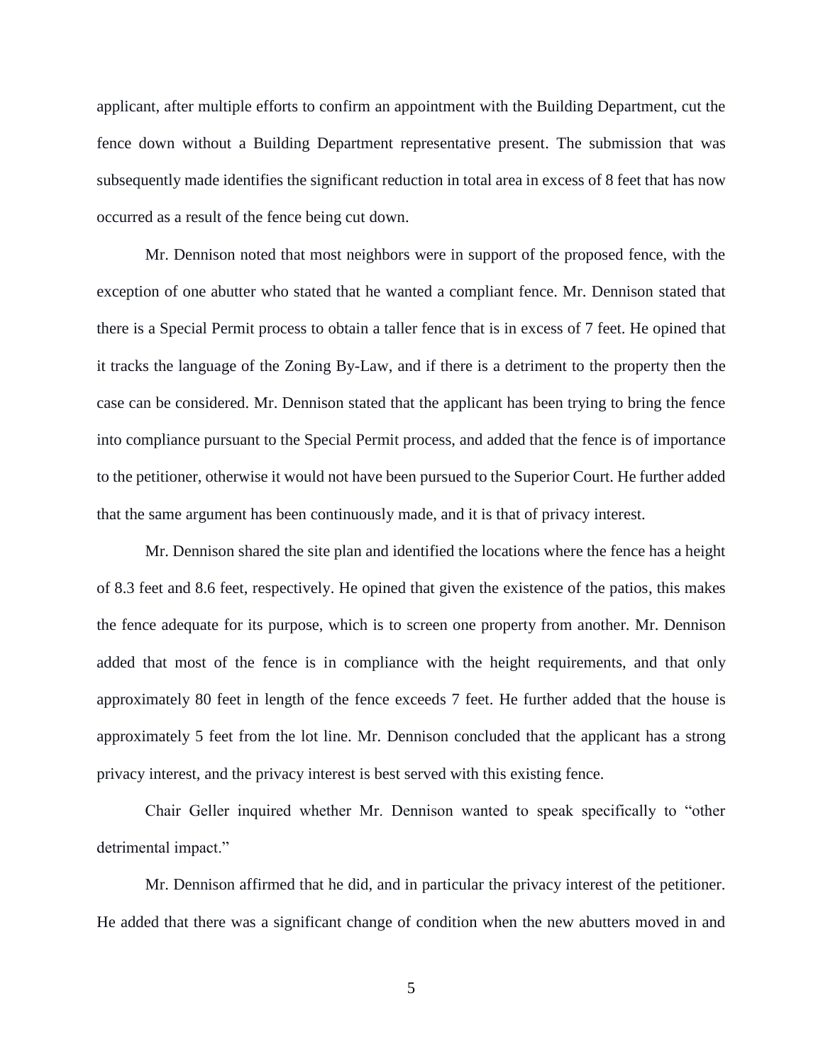applicant, after multiple efforts to confirm an appointment with the Building Department, cut the fence down without a Building Department representative present. The submission that was subsequently made identifies the significant reduction in total area in excess of 8 feet that has now occurred as a result of the fence being cut down.

Mr. Dennison noted that most neighbors were in support of the proposed fence, with the exception of one abutter who stated that he wanted a compliant fence. Mr. Dennison stated that there is a Special Permit process to obtain a taller fence that is in excess of 7 feet. He opined that it tracks the language of the Zoning By-Law, and if there is a detriment to the property then the case can be considered. Mr. Dennison stated that the applicant has been trying to bring the fence into compliance pursuant to the Special Permit process, and added that the fence is of importance to the petitioner, otherwise it would not have been pursued to the Superior Court. He further added that the same argument has been continuously made, and it is that of privacy interest.

Mr. Dennison shared the site plan and identified the locations where the fence has a height of 8.3 feet and 8.6 feet, respectively. He opined that given the existence of the patios, this makes the fence adequate for its purpose, which is to screen one property from another. Mr. Dennison added that most of the fence is in compliance with the height requirements, and that only approximately 80 feet in length of the fence exceeds 7 feet. He further added that the house is approximately 5 feet from the lot line. Mr. Dennison concluded that the applicant has a strong privacy interest, and the privacy interest is best served with this existing fence.

Chair Geller inquired whether Mr. Dennison wanted to speak specifically to "other detrimental impact."

Mr. Dennison affirmed that he did, and in particular the privacy interest of the petitioner. He added that there was a significant change of condition when the new abutters moved in and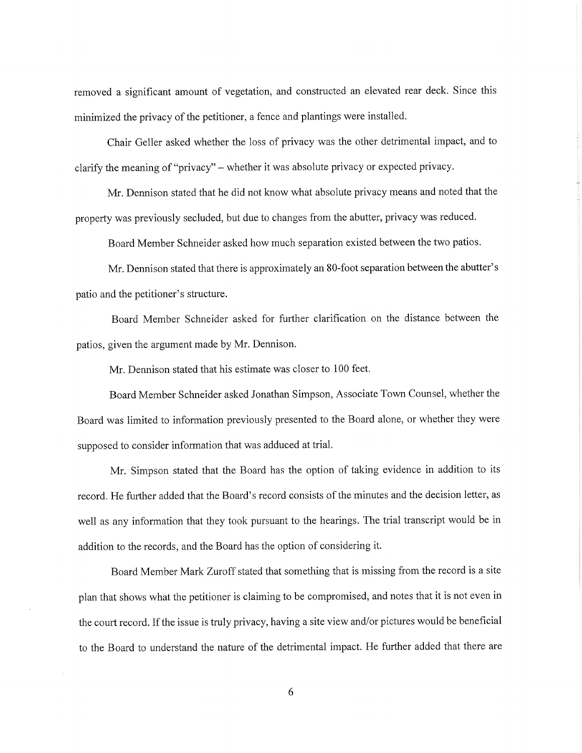removed a significant amount of vegetation, and constructed an elevated rear deck. Since this minimized the privacy of the petitioner, a fence and plantings were installed.

Chair Geller asked whether the loss of privacy was the other detrimental impact, and to clarify the meaning of "privacy" – whether it was absolute privacy or expected privacy.

Mr. Dennison stated that he did not know what absolute privacy means and noted that the property was previously secluded, but due to changes from the abutter, privacy was reduced.

Board Member Schneider asked how much separation existed between the two patios.

Mr. Dennison stated that there is approximately an 80-foot separation between the abutter's patio and the petitioner's structure.

Board Member Schneider asked for further clarification on the distance between the patios, given the argument made by Mr. Dennison.

Mr. Dennison stated that his estimate was closer to 100 feet.

Board Member Schneider asked Jonathan Simpson, Associate Town Counsel, whether the Board was limited to information previously presented to the Board alone, or whether they were supposed to consider information that was adduced at trial.

Mr. Simpson stated that the Board has the option of taking evidence in addition to its record. He further added that the Board's record consists of the minutes and the decision letter, as well as any information that they took pursuant to the hearings. The trial transcript would be in addition to the records, and the Board has the option of considering it.

Board Member Mark Zuroff stated that something that is missing from the record is a site plan that shows what the petitioner is claiming to be compromised, and notes that it is not even in the court record. If the issue is truly privacy, having a site view and/or pictures would be beneficial to the Board to understand the nature of the detrimental impact. He further added that there are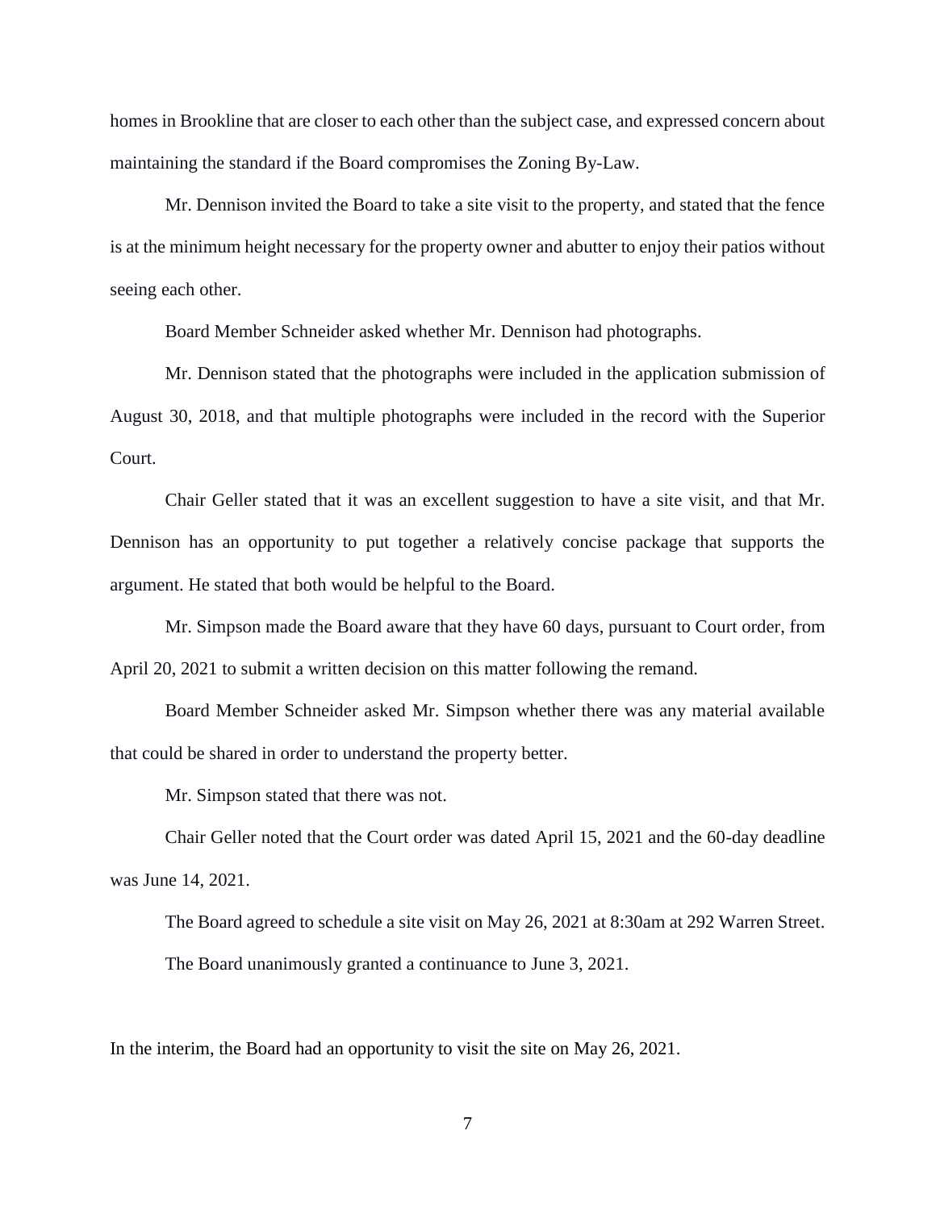homes in Brookline that are closer to each other than the subject case, and expressed concern about maintaining the standard if the Board compromises the Zoning By-Law.

Mr. Dennison invited the Board to take a site visit to the property, and stated that the fence is at the minimum height necessary for the property owner and abutter to enjoy their patios without seeing each other.

Board Member Schneider asked whether Mr. Dennison had photographs.

Mr. Dennison stated that the photographs were included in the application submission of August 30, 2018, and that multiple photographs were included in the record with the Superior Court.

Chair Geller stated that it was an excellent suggestion to have a site visit, and that Mr. Dennison has an opportunity to put together a relatively concise package that supports the argument. He stated that both would be helpful to the Board.

Mr. Simpson made the Board aware that they have 60 days, pursuant to Court order, from April 20, 2021 to submit a written decision on this matter following the remand.

Board Member Schneider asked Mr. Simpson whether there was any material available that could be shared in order to understand the property better.

Mr. Simpson stated that there was not.

Chair Geller noted that the Court order was dated April 15, 2021 and the 60-day deadline was June 14, 2021.

The Board agreed to schedule a site visit on May 26, 2021 at 8:30am at 292 Warren Street.

The Board unanimously granted a continuance to June 3, 2021.

In the interim, the Board had an opportunity to visit the site on May 26, 2021.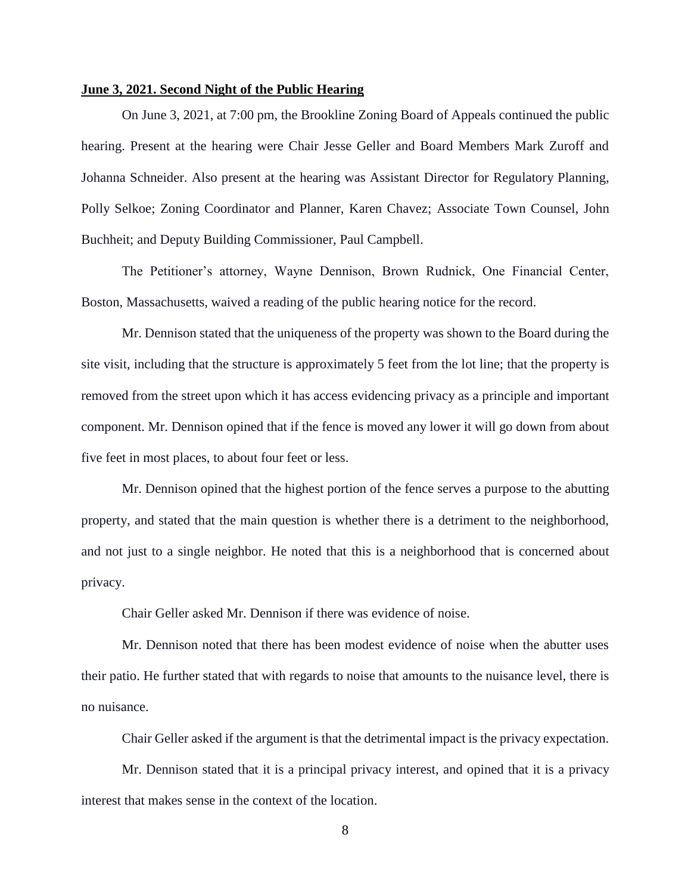**June 3, 2021. Second Night of the Public Hearing**

On June 3, 2021, at 7:00 pm, the Brookline Zoning Board of Appeals continued the public hearing. Present at the hearing were Chair Jesse Geller and Board Members Mark Zuroff and Johanna Schneider. Also present at the hearing was Assistant Director for Regulatory Planning, Polly Selkoe; Zoning Coordinator and Planner, Karen Chavez; Associate Town Counsel, John Buchheit; and Deputy Building Commissioner, Paul Campbell.

The Petitioner's attorney, Wayne Dennison, Brown Rudnick, One Financial Center, Boston, Massachusetts, waived a reading of the public hearing notice for the record.

Mr. Dennison stated that the uniqueness of the property was shown to the Board during the site visit, including that the structure is approximately 5 feet from the lot line; that the property is removed from the street upon which it has access evidencing privacy as a principle and important component. Mr. Dennison opined that if the fence is moved any lower it will go down from about five feet in most places, to about four feet or less.

Mr. Dennison opined that the highest portion of the fence serves a purpose to the abutting property, and stated that the main question is whether there is a detriment to the neighborhood, and not just to a single neighbor. He noted that this is a neighborhood that is concerned about privacy.

Chair Geller asked Mr. Dennison if there was evidence of noise.

Mr. Dennison noted that there has been modest evidence of noise when the abutter uses their patio. He further stated that with regards to noise that amounts to the nuisance level, there is no nuisance.

Chair Geller asked if the argument is that the detrimental impact is the privacy expectation.

Mr. Dennison stated that it is a principal privacy interest, and opined that it is a privacy interest that makes sense in the context of the location.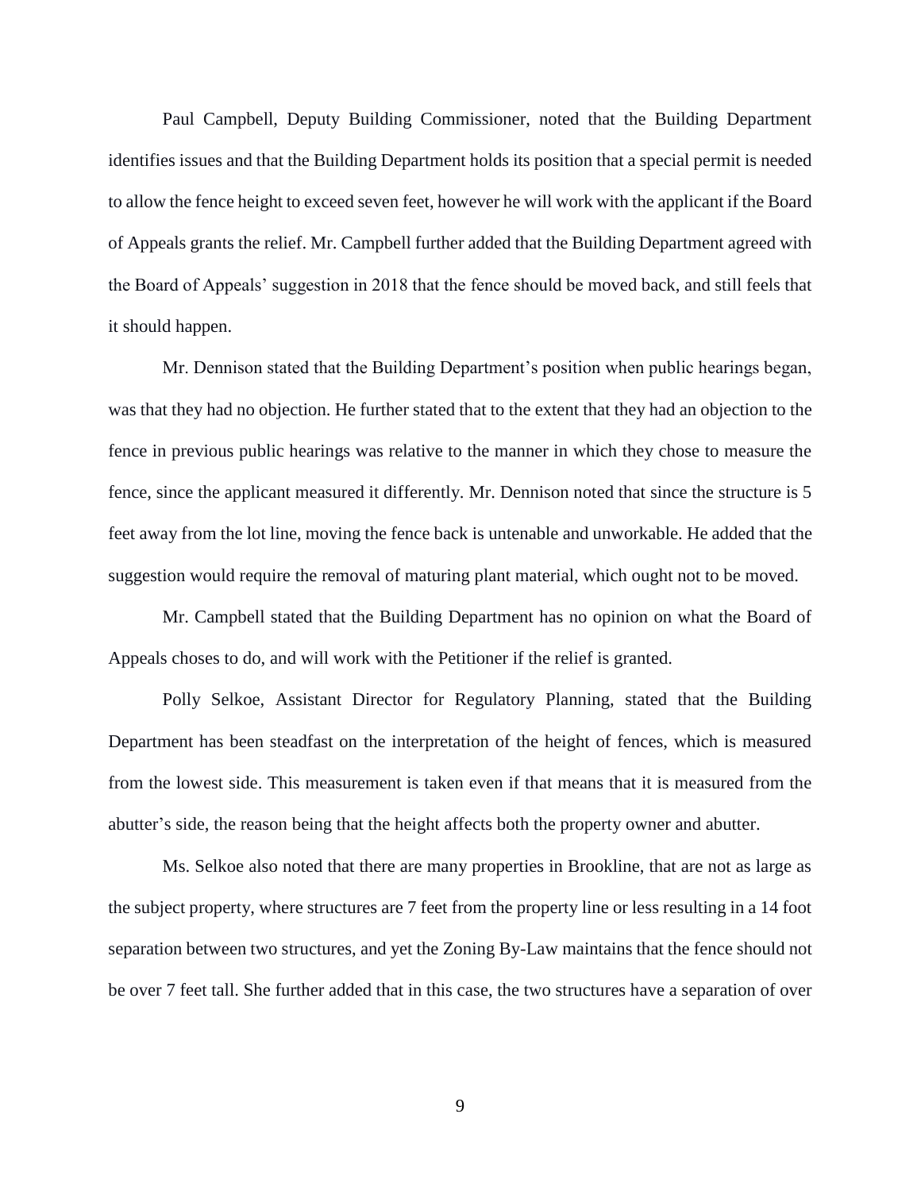Paul Campbell, Deputy Building Commissioner, noted that the Building Department identifies issues and that the Building Department holds its position that a special permit is needed to allow the fence height to exceed seven feet, however he will work with the applicant if the Board of Appeals grants the relief. Mr. Campbell further added that the Building Department agreed with the Board of Appeals' suggestion in 2018 that the fence should be moved back, and still feels that it should happen.

Mr. Dennison stated that the Building Department's position when public hearings began, was that they had no objection. He further stated that to the extent that they had an objection to the fence in previous public hearings was relative to the manner in which they chose to measure the fence, since the applicant measured it differently. Mr. Dennison noted that since the structure is 5 feet away from the lot line, moving the fence back is untenable and unworkable. He added that the suggestion would require the removal of maturing plant material, which ought not to be moved.

Mr. Campbell stated that the Building Department has no opinion on what the Board of Appeals choses to do, and will work with the Petitioner if the relief is granted.

Polly Selkoe, Assistant Director for Regulatory Planning, stated that the Building Department has been steadfast on the interpretation of the height of fences, which is measured from the lowest side. This measurement is taken even if that means that it is measured from the abutter's side, the reason being that the height affects both the property owner and abutter.

Ms. Selkoe also noted that there are many properties in Brookline, that are not as large as the subject property, where structures are 7 feet from the property line or less resulting in a 14 foot separation between two structures, and yet the Zoning By-Law maintains that the fence should not be over 7 feet tall. She further added that in this case, the two structures have a separation of over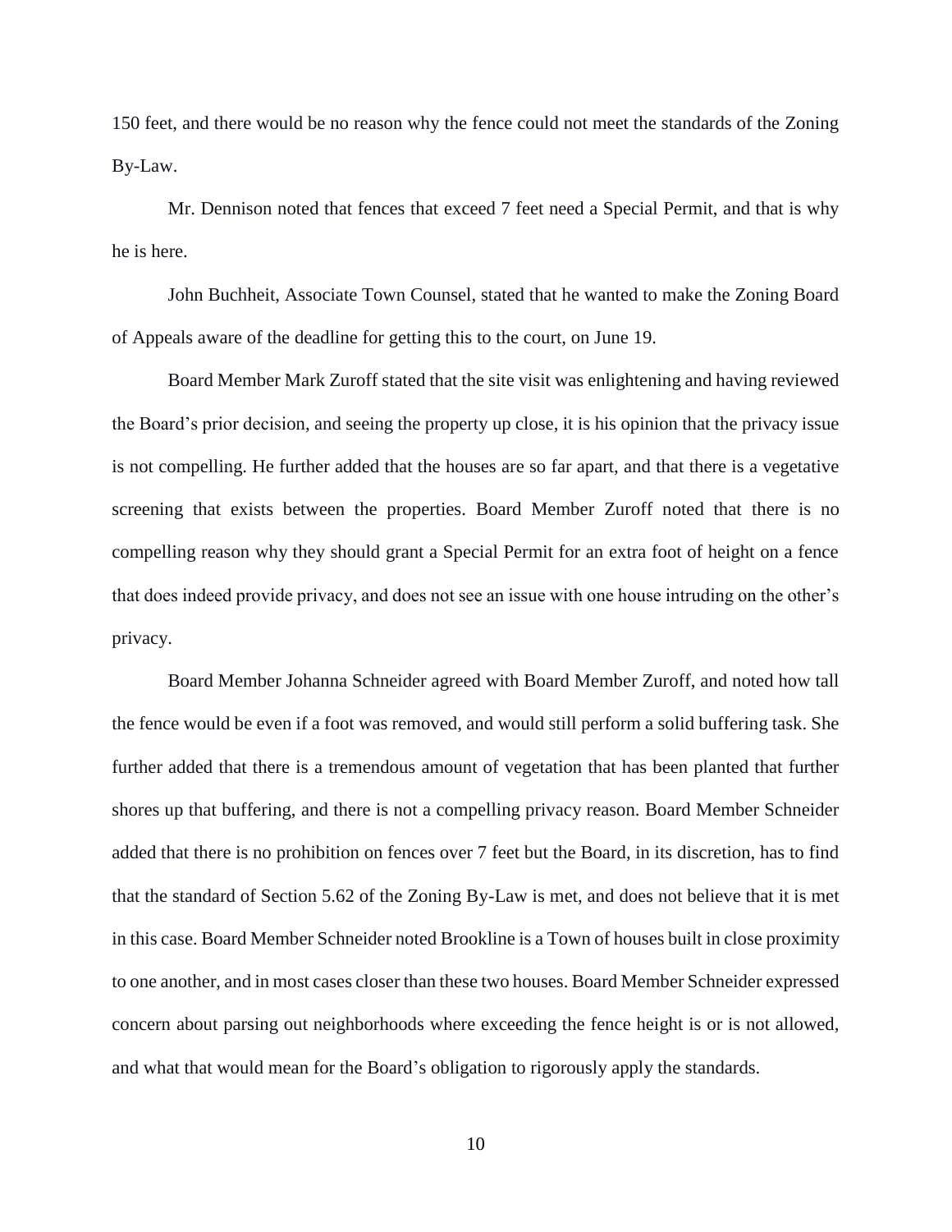150 feet, and there would be no reason why the fence could not meet the standards of the Zoning By-Law.

Mr. Dennison noted that fences that exceed 7 feet need a Special Permit, and that is why he is here.

John Buchheit, Associate Town Counsel, stated that he wanted to make the Zoning Board of Appeals aware of the deadline for getting this to the court, on June 19.

Board Member Mark Zuroff stated that the site visit was enlightening and having reviewed the Board's prior decision, and seeing the property up close, it is his opinion that the privacy issue is not compelling. He further added that the houses are so far apart, and that there is a vegetative screening that exists between the properties. Board Member Zuroff noted that there is no compelling reason why they should grant a Special Permit for an extra foot of height on a fence that does indeed provide privacy, and does not see an issue with one house intruding on the other's privacy.

Board Member Johanna Schneider agreed with Board Member Zuroff, and noted how tall the fence would be even if a foot was removed, and would still perform a solid buffering task. She further added that there is a tremendous amount of vegetation that has been planted that further shores up that buffering, and there is not a compelling privacy reason. Board Member Schneider added that there is no prohibition on fences over 7 feet but the Board, in its discretion, has to find that the standard of Section 5.62 of the Zoning By-Law is met, and does not believe that it is met in this case. Board Member Schneider noted Brookline is a Town of houses built in close proximity to one another, and in most cases closer than these two houses. Board Member Schneider expressed concern about parsing out neighborhoods where exceeding the fence height is or is not allowed, and what that would mean for the Board's obligation to rigorously apply the standards.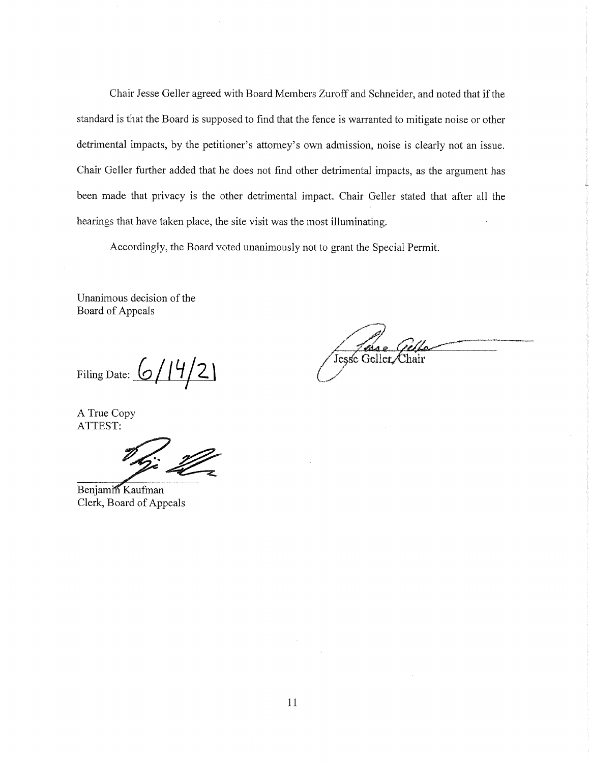Chair Jesse Geller agreed with Board Members Zuroff and Schneider, and noted that if the standard is that the Board is supposed to find that the fence is warranted to mitigate noise or other detrimental impacts, by the petitioner's attorney's own admission, noise is clearly not an issue. Chair Geller further added that he does not find other detrimental impacts, as the argument has been made that privacy is the other detrimental impact. Chair Geller stated that after all the hearings that have taken place, the site visit was the most illuminating.

Accordingly, the Board voted unanimously not to grant the Special Permit.

Unanimous decision of the
Board of Appeals

Jesse Geller, Chair

Filing Date: 6/14/21

A True Copy
ATTEST:

Benjamin Kaufman
Clerk, Board of Appeals